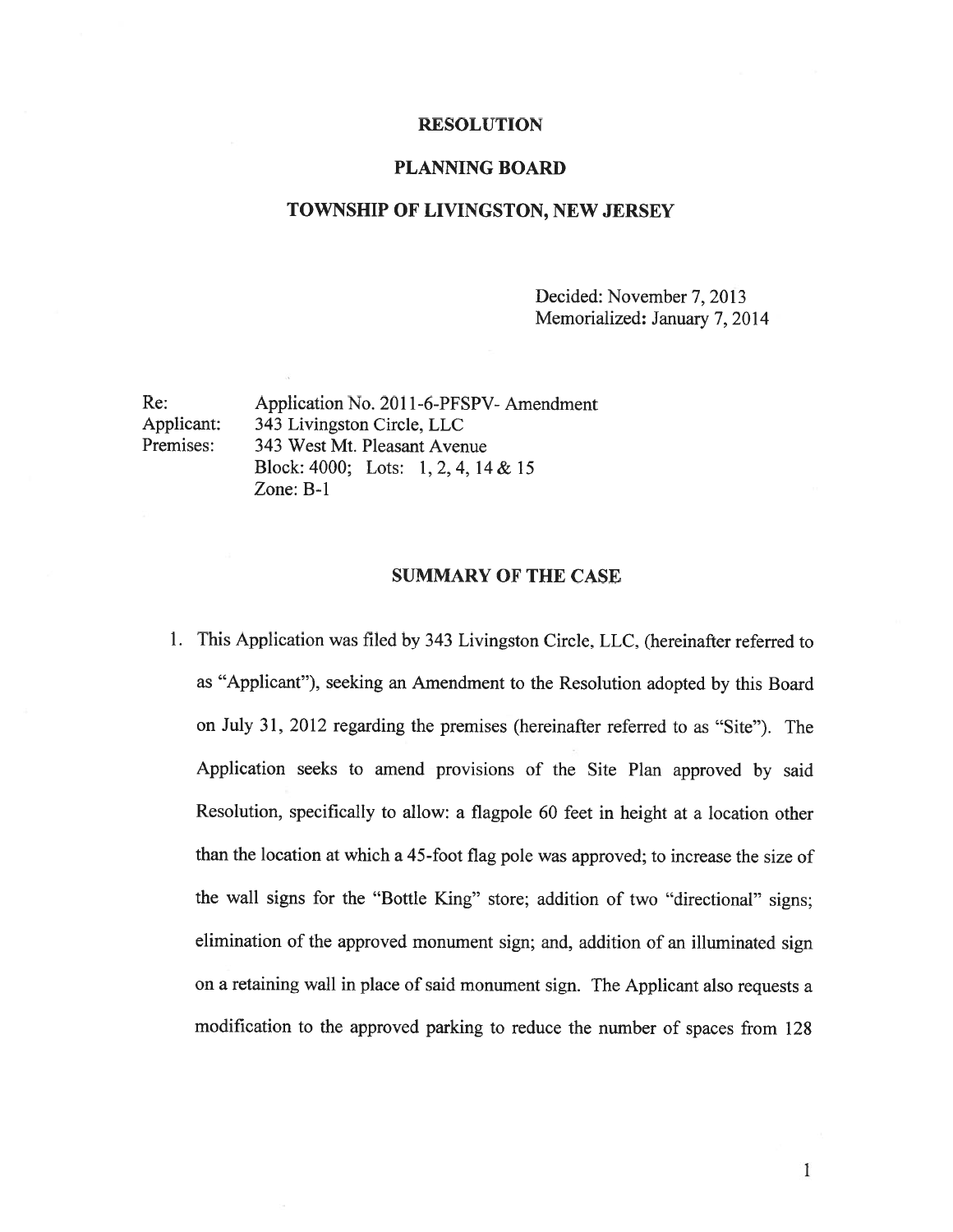# RESOLUTION

## PLANNING BOARD

## TOWNSHIP OF LIVINGSTON, NEW JERSEY

Decided: November 7, 2013
Memorialized: January 7, 2014

Re: Application No. 2011-6-PFSPV- Amendment
Applicant: 343 Livingston Circle, LLC
Premises: 343 West Mt. Pleasant Avenue
Block: 4000; Lots: 1, 2, 4, 14 & 15
Zone: B-1

## SUMMARY OF THE CASE

1. This Application was filed by 343 Livingston Circle, LLC, (hereinafter referred to as "Applicant"), seeking an Amendment to the Resolution adopted by this Board on July 31, 2012 regarding the premises (hereinafter referred to as "Site"). The Application seeks to amend provisions of the Site Plan approved by said Resolution, specifically to allow: a flagpole 60 feet in height at a location other than the location at which a 45-foot flag pole was approved; to increase the size of the wall signs for the "Bottle King" store; addition of two "directional" signs; elimination of the approved monument sign; and, addition of an illuminated sign on a retaining wall in place of said monument sign. The Applicant also requests a modification to the approved parking to reduce the number of spaces from 128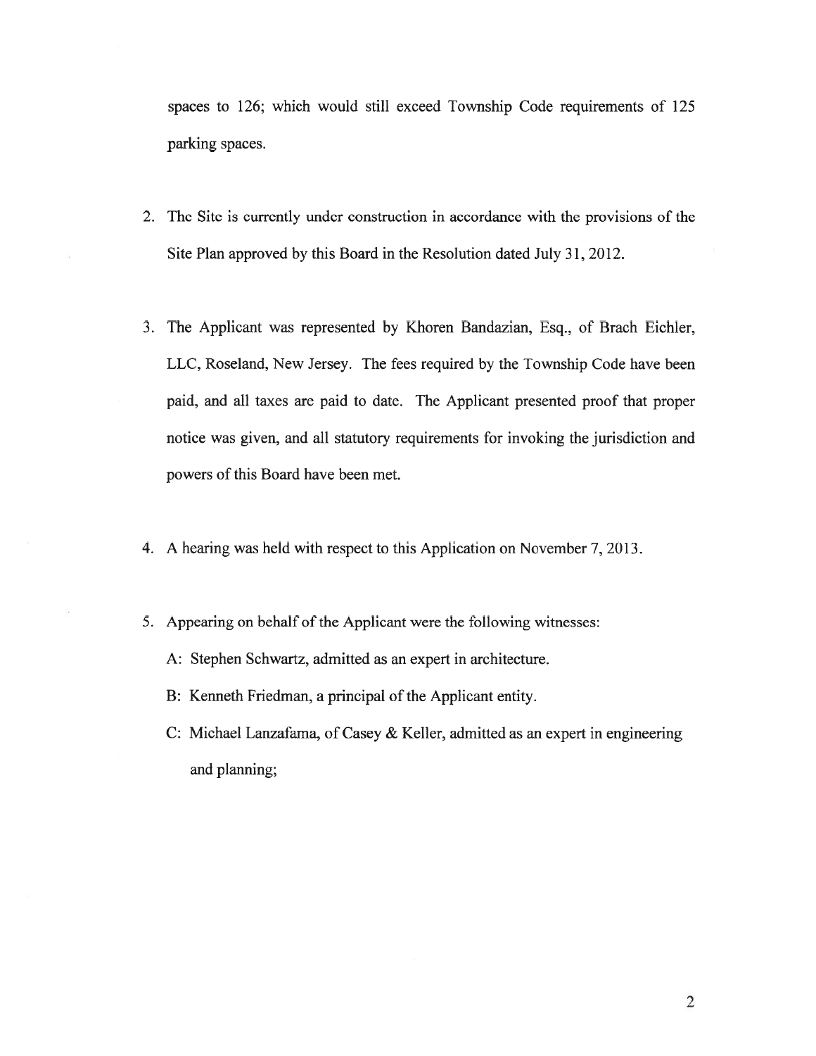spaces to 126; which would still exceed Township Code requirements of 125 parking spaces.

2. The Site is currently under construction in accordance with the provisions of the Site Plan approved by this Board in the Resolution dated July 31, 2012.

3. The Applicant was represented by Khoren Bandazian, Esq., of Brach Eichler, LLC, Roseland, New Jersey. The fees required by the Township Code have been paid, and all taxes are paid to date. The Applicant presented proof that proper notice was given, and all statutory requirements for invoking the jurisdiction and powers of this Board have been met.

4. A hearing was held with respect to this Application on November 7, 2013.

5. Appearing on behalf of the Applicant were the following witnesses:

   A: Stephen Schwartz, admitted as an expert in architecture.

   B: Kenneth Friedman, a principal of the Applicant entity.

   C: Michael Lanzafama, of Casey & Keller, admitted as an expert in engineering and planning;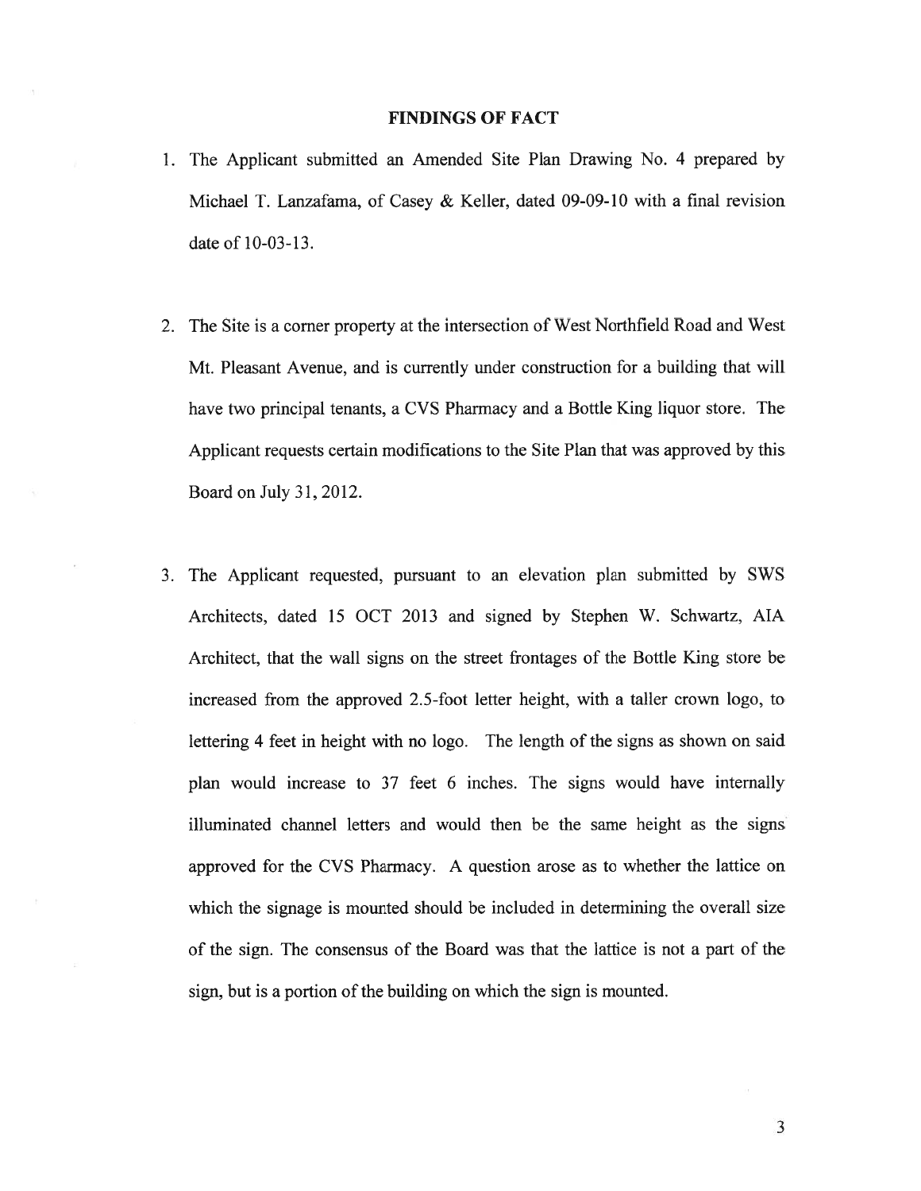## FINDINGS OF FACT

1. The Applicant submitted an Amended Site Plan Drawing No. 4 prepared by Michael T. Lanzafama, of Casey & Keller, dated 09-09-10 with a final revision date of 10-03-13.

2. The Site is a corner property at the intersection of West Northfield Road and West Mt. Pleasant Avenue, and is currently under construction for a building that will have two principal tenants, a CVS Pharmacy and a Bottle King liquor store. The Applicant requests certain modifications to the Site Plan that was approved by this Board on July 31, 2012.

3. The Applicant requested, pursuant to an elevation plan submitted by SWS Architects, dated 15 OCT 2013 and signed by Stephen W. Schwartz, AIA Architect, that the wall signs on the street frontages of the Bottle King store be increased from the approved 2.5-foot letter height, with a taller crown logo, to lettering 4 feet in height with no logo. The length of the signs as shown on said plan would increase to 37 feet 6 inches. The signs would have internally illuminated channel letters and would then be the same height as the signs approved for the CVS Pharmacy. A question arose as to whether the lattice on which the signage is mounted should be included in determining the overall size of the sign. The consensus of the Board was that the lattice is not a part of the sign, but is a portion of the building on which the sign is mounted.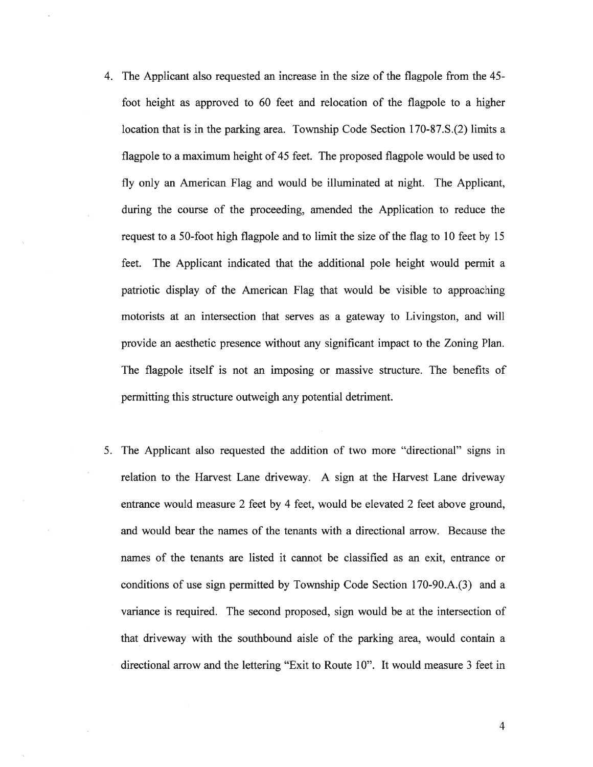4. The Applicant also requested an increase in the size of the flagpole from the 45-foot height as approved to 60 feet and relocation of the flagpole to a higher location that is in the parking area. Township Code Section 170-87.S.(2) limits a flagpole to a maximum height of 45 feet. The proposed flagpole would be used to fly only an American Flag and would be illuminated at night. The Applicant, during the course of the proceeding, amended the Application to reduce the request to a 50-foot high flagpole and to limit the size of the flag to 10 feet by 15 feet. The Applicant indicated that the additional pole height would permit a patriotic display of the American Flag that would be visible to approaching motorists at an intersection that serves as a gateway to Livingston, and will provide an aesthetic presence without any significant impact to the Zoning Plan. The flagpole itself is not an imposing or massive structure. The benefits of permitting this structure outweigh any potential detriment.

5. The Applicant also requested the addition of two more "directional" signs in relation to the Harvest Lane driveway. A sign at the Harvest Lane driveway entrance would measure 2 feet by 4 feet, would be elevated 2 feet above ground, and would bear the names of the tenants with a directional arrow. Because the names of the tenants are listed it cannot be classified as an exit, entrance or conditions of use sign permitted by Township Code Section 170-90.A.(3) and a variance is required. The second proposed, sign would be at the intersection of that driveway with the southbound aisle of the parking area, would contain a directional arrow and the lettering "Exit to Route 10". It would measure 3 feet in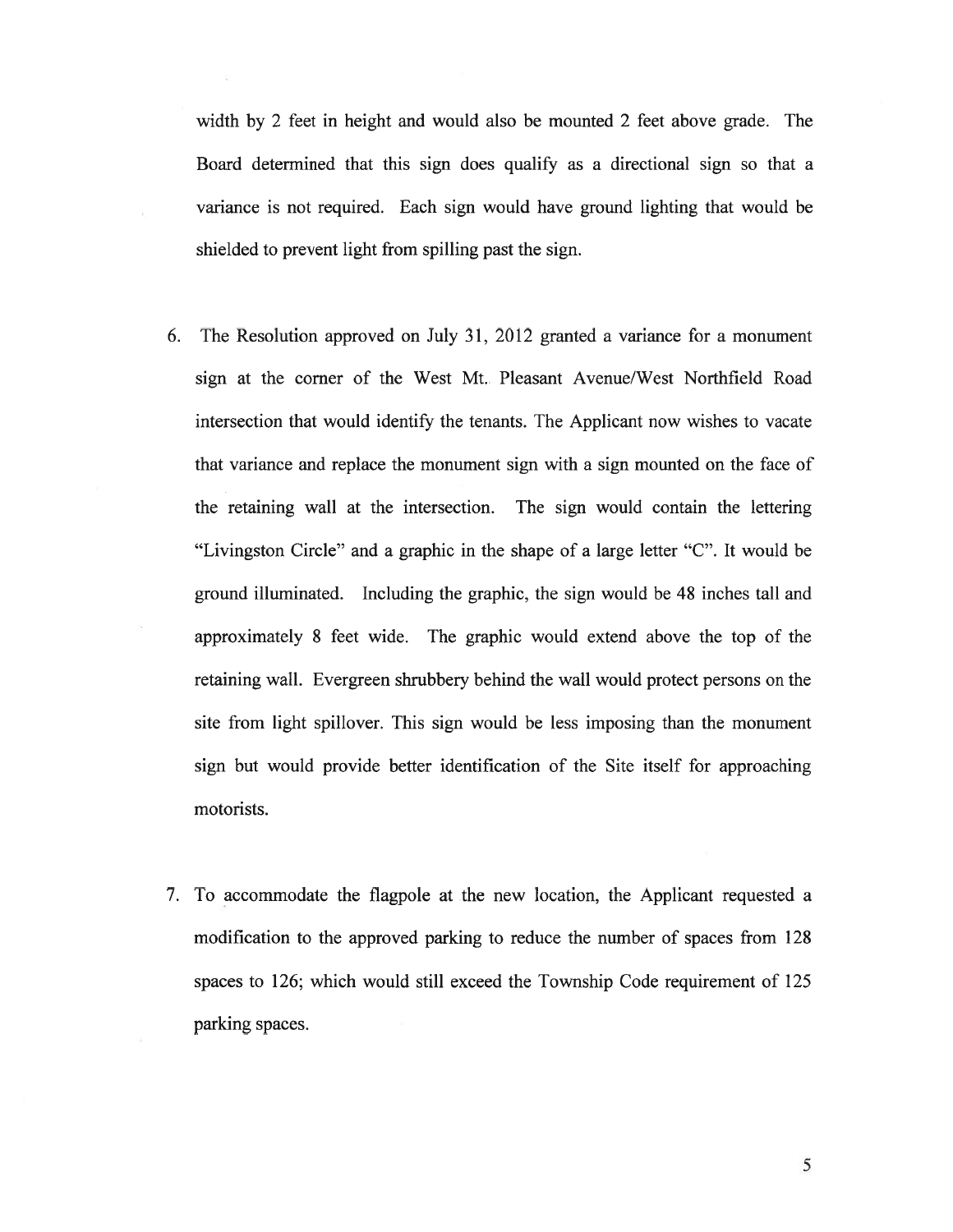width by 2 feet in height and would also be mounted 2 feet above grade. The Board determined that this sign does qualify as a directional sign so that a variance is not required. Each sign would have ground lighting that would be shielded to prevent light from spilling past the sign.

6. The Resolution approved on July 31, 2012 granted a variance for a monument sign at the corner of the West Mt. Pleasant Avenue/West Northfield Road intersection that would identify the tenants. The Applicant now wishes to vacate that variance and replace the monument sign with a sign mounted on the face of the retaining wall at the intersection. The sign would contain the lettering "Livingston Circle" and a graphic in the shape of a large letter "C". It would be ground illuminated. Including the graphic, the sign would be 48 inches tall and approximately 8 feet wide. The graphic would extend above the top of the retaining wall. Evergreen shrubbery behind the wall would protect persons on the site from light spillover. This sign would be less imposing than the monument sign but would provide better identification of the Site itself for approaching motorists.

7. To accommodate the flagpole at the new location, the Applicant requested a modification to the approved parking to reduce the number of spaces from 128 spaces to 126; which would still exceed the Township Code requirement of 125 parking spaces.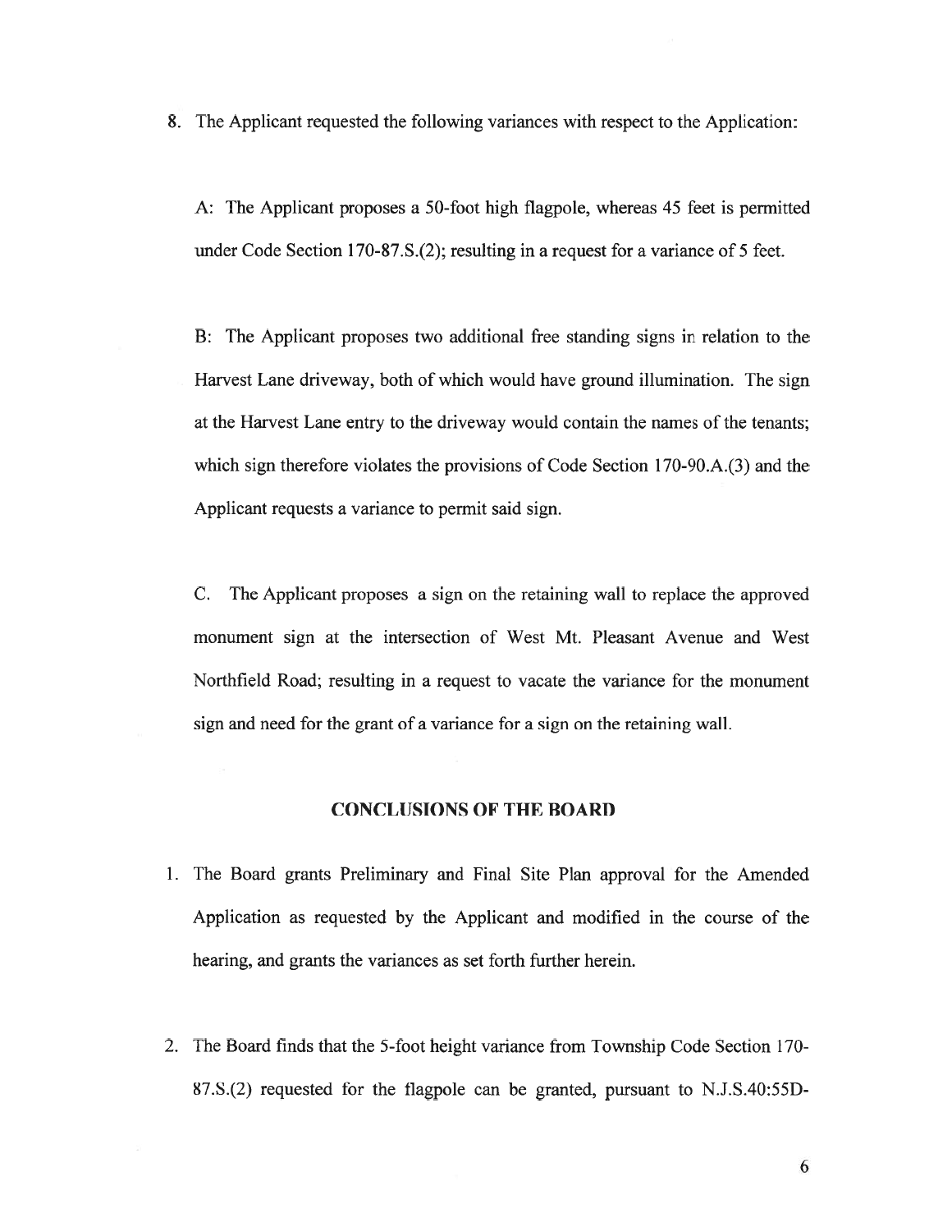8. The Applicant requested the following variances with respect to the Application:

   A: The Applicant proposes a 50-foot high flagpole, whereas 45 feet is permitted under Code Section 170-87.S.(2); resulting in a request for a variance of 5 feet.

   B: The Applicant proposes two additional free standing signs in relation to the Harvest Lane driveway, both of which would have ground illumination. The sign at the Harvest Lane entry to the driveway would contain the names of the tenants; which sign therefore violates the provisions of Code Section 170-90.A.(3) and the Applicant requests a variance to permit said sign.

   C. The Applicant proposes a sign on the retaining wall to replace the approved monument sign at the intersection of West Mt. Pleasant Avenue and West Northfield Road; resulting in a request to vacate the variance for the monument sign and need for the grant of a variance for a sign on the retaining wall.

## CONCLUSIONS OF THE BOARD

1. The Board grants Preliminary and Final Site Plan approval for the Amended Application as requested by the Applicant and modified in the course of the hearing, and grants the variances as set forth further herein.

2. The Board finds that the 5-foot height variance from Township Code Section 170-87.S.(2) requested for the flagpole can be granted, pursuant to N.J.S.40:55D-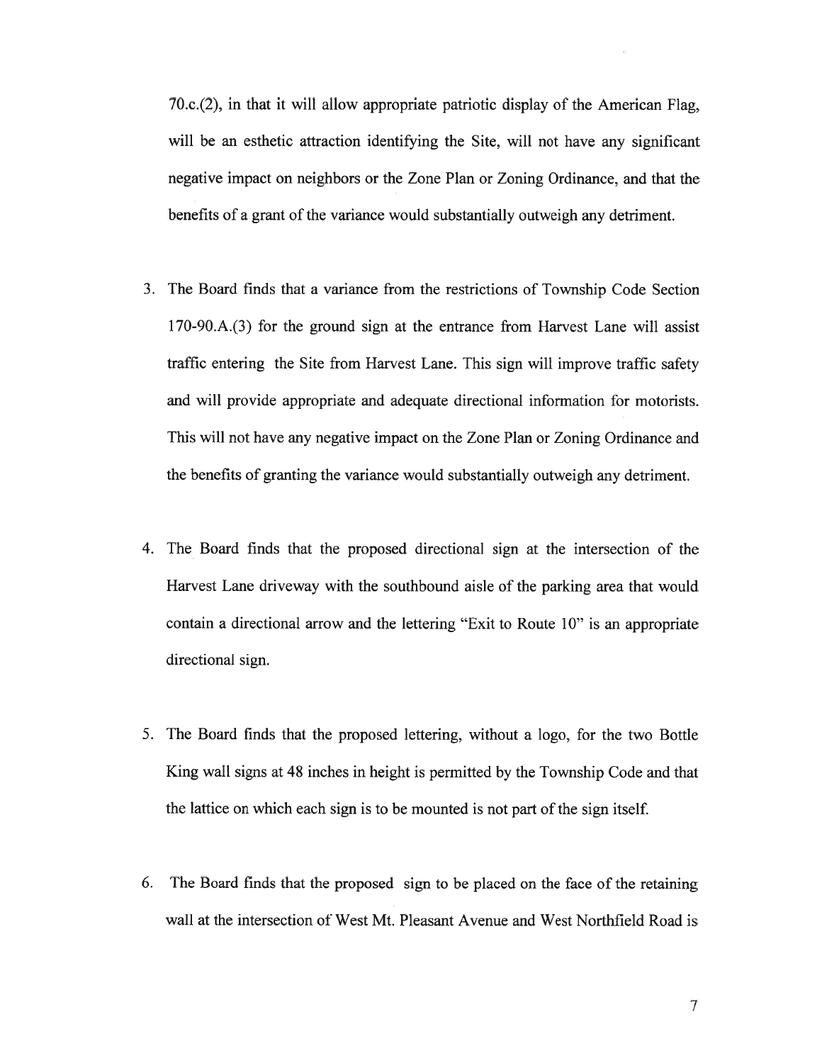70.c.(2), in that it will allow appropriate patriotic display of the American Flag, will be an esthetic attraction identifying the Site, will not have any significant negative impact on neighbors or the Zone Plan or Zoning Ordinance, and that the benefits of a grant of the variance would substantially outweigh any detriment.

3. The Board finds that a variance from the restrictions of Township Code Section 170-90.A.(3) for the ground sign at the entrance from Harvest Lane will assist traffic entering the Site from Harvest Lane. This sign will improve traffic safety and will provide appropriate and adequate directional information for motorists. This will not have any negative impact on the Zone Plan or Zoning Ordinance and the benefits of granting the variance would substantially outweigh any detriment.

4. The Board finds that the proposed directional sign at the intersection of the Harvest Lane driveway with the southbound aisle of the parking area that would contain a directional arrow and the lettering "Exit to Route 10" is an appropriate directional sign.

5. The Board finds that the proposed lettering, without a logo, for the two Bottle King wall signs at 48 inches in height is permitted by the Township Code and that the lattice on which each sign is to be mounted is not part of the sign itself.

6. The Board finds that the proposed sign to be placed on the face of the retaining wall at the intersection of West Mt. Pleasant Avenue and West Northfield Road is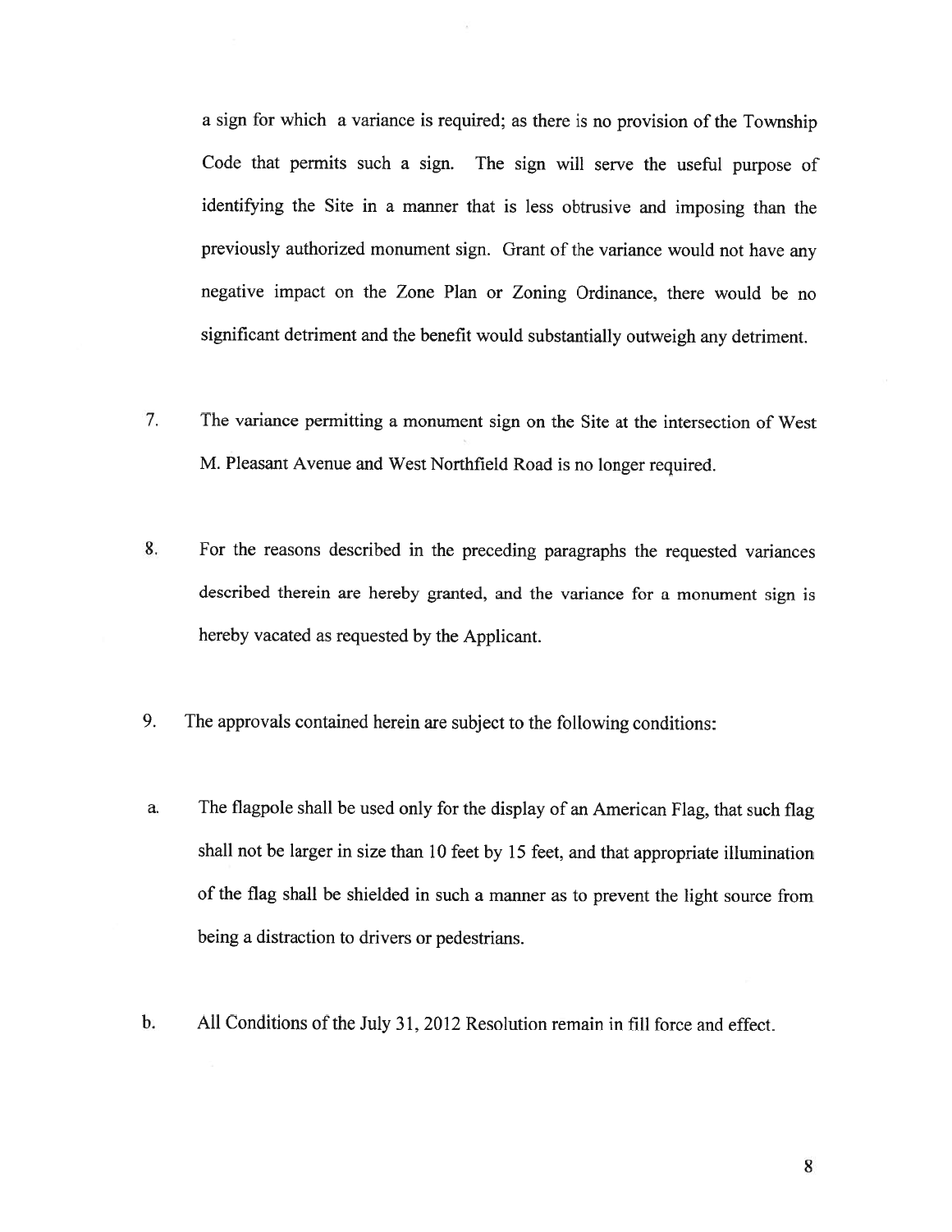a sign for which a variance is required; as there is no provision of the Township Code that permits such a sign. The sign will serve the useful purpose of identifying the Site in a manner that is less obtrusive and imposing than the previously authorized monument sign. Grant of the variance would not have any negative impact on the Zone Plan or Zoning Ordinance, there would be no significant detriment and the benefit would substantially outweigh any detriment.

7. The variance permitting a monument sign on the Site at the intersection of West M. Pleasant Avenue and West Northfield Road is no longer required.

8. For the reasons described in the preceding paragraphs the requested variances described therein are hereby granted, and the variance for a monument sign is hereby vacated as requested by the Applicant.

9. The approvals contained herein are subject to the following conditions:

a. The flagpole shall be used only for the display of an American Flag, that such flag shall not be larger in size than 10 feet by 15 feet, and that appropriate illumination of the flag shall be shielded in such a manner as to prevent the light source from being a distraction to drivers or pedestrians.

b. All Conditions of the July 31, 2012 Resolution remain in fill force and effect.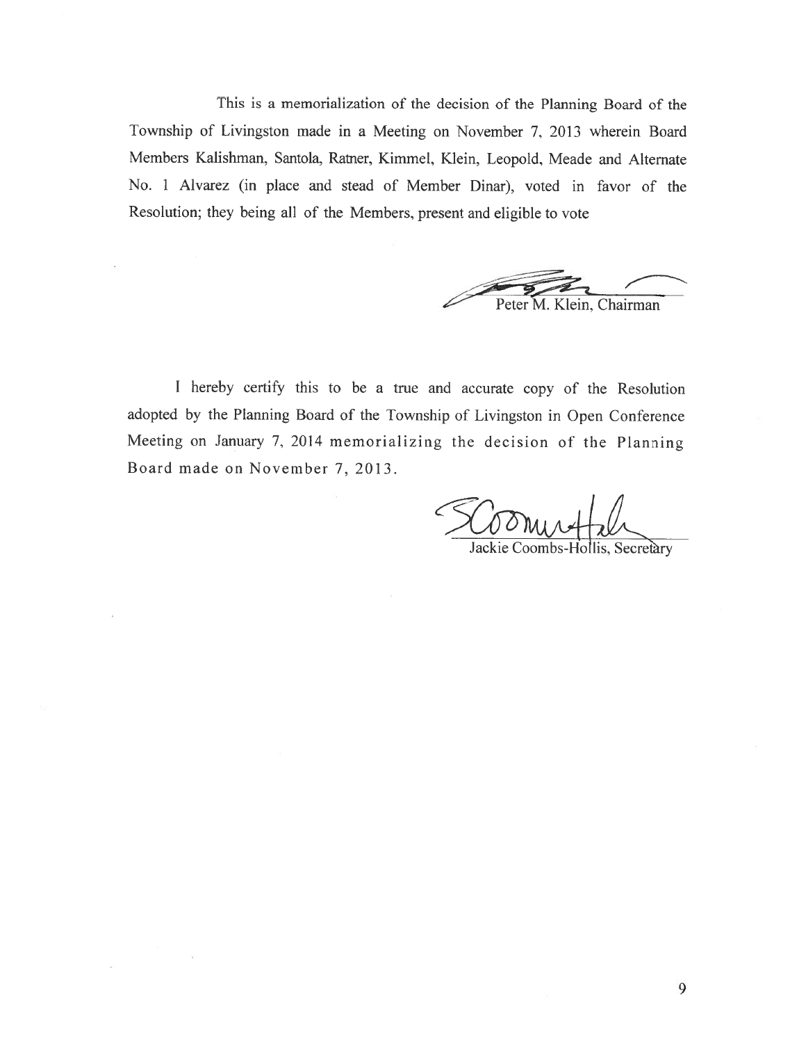This is a memorialization of the decision of the Planning Board of the Township of Livingston made in a Meeting on November 7, 2013 wherein Board Members Kalishman, Santola, Ratner, Kimmel, Klein, Leopold, Meade and Alternate No. 1 Alvarez (in place and stead of Member Dinar), voted in favor of the Resolution; they being all of the Members, present and eligible to vote

Peter M. Klein, Chairman

I hereby certify this to be a true and accurate copy of the Resolution adopted by the Planning Board of the Township of Livingston in Open Conference Meeting on January 7, 2014 memorializing the decision of the Planning Board made on November 7, 2013.

Jackie Coombs-Hollis, Secretary